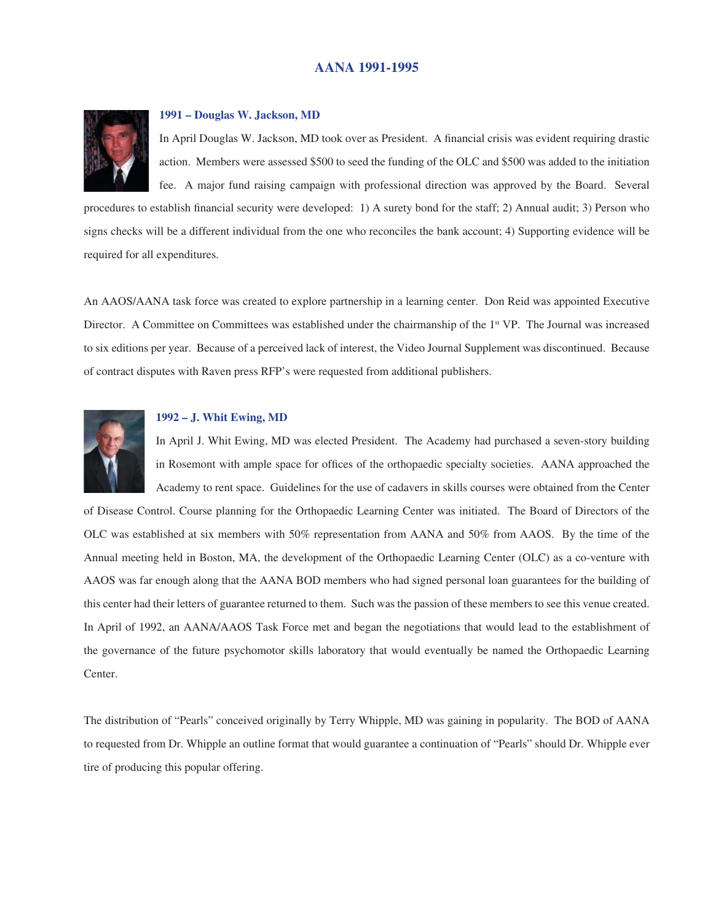# AANA 1991-1995

### 1991 – Douglas W. Jackson, MD

In April Douglas W. Jackson, MD took over as President. A financial crisis was evident requiring drastic action. Members were assessed $500 to seed the funding of the OLC and $500 was added to the initiation fee. A major fund raising campaign with professional direction was approved by the Board. Several procedures to establish financial security were developed: 1) A surety bond for the staff; 2) Annual audit; 3) Person who signs checks will be a different individual from the one who reconciles the bank account; 4) Supporting evidence will be required for all expenditures.

An AAOS/AANA task force was created to explore partnership in a learning center. Don Reid was appointed Executive Director. A Committee on Committees was established under the chairmanship of the 1st VP. The Journal was increased to six editions per year. Because of a perceived lack of interest, the Video Journal Supplement was discontinued. Because of contract disputes with Raven press RFP's were requested from additional publishers.

### 1992 – J. Whit Ewing, MD

In April J. Whit Ewing, MD was elected President. The Academy had purchased a seven-story building in Rosemont with ample space for offices of the orthopaedic specialty societies. AANA approached the Academy to rent space. Guidelines for the use of cadavers in skills courses were obtained from the Center of Disease Control. Course planning for the Orthopaedic Learning Center was initiated. The Board of Directors of the OLC was established at six members with 50% representation from AANA and 50% from AAOS. By the time of the Annual meeting held in Boston, MA, the development of the Orthopaedic Learning Center (OLC) as a co-venture with AAOS was far enough along that the AANA BOD members who had signed personal loan guarantees for the building of this center had their letters of guarantee returned to them. Such was the passion of these members to see this venue created. In April of 1992, an AANA/AAOS Task Force met and began the negotiations that would lead to the establishment of the governance of the future psychomotor skills laboratory that would eventually be named the Orthopaedic Learning Center.

The distribution of "Pearls" conceived originally by Terry Whipple, MD was gaining in popularity. The BOD of AANA to requested from Dr. Whipple an outline format that would guarantee a continuation of "Pearls" should Dr. Whipple ever tire of producing this popular offering.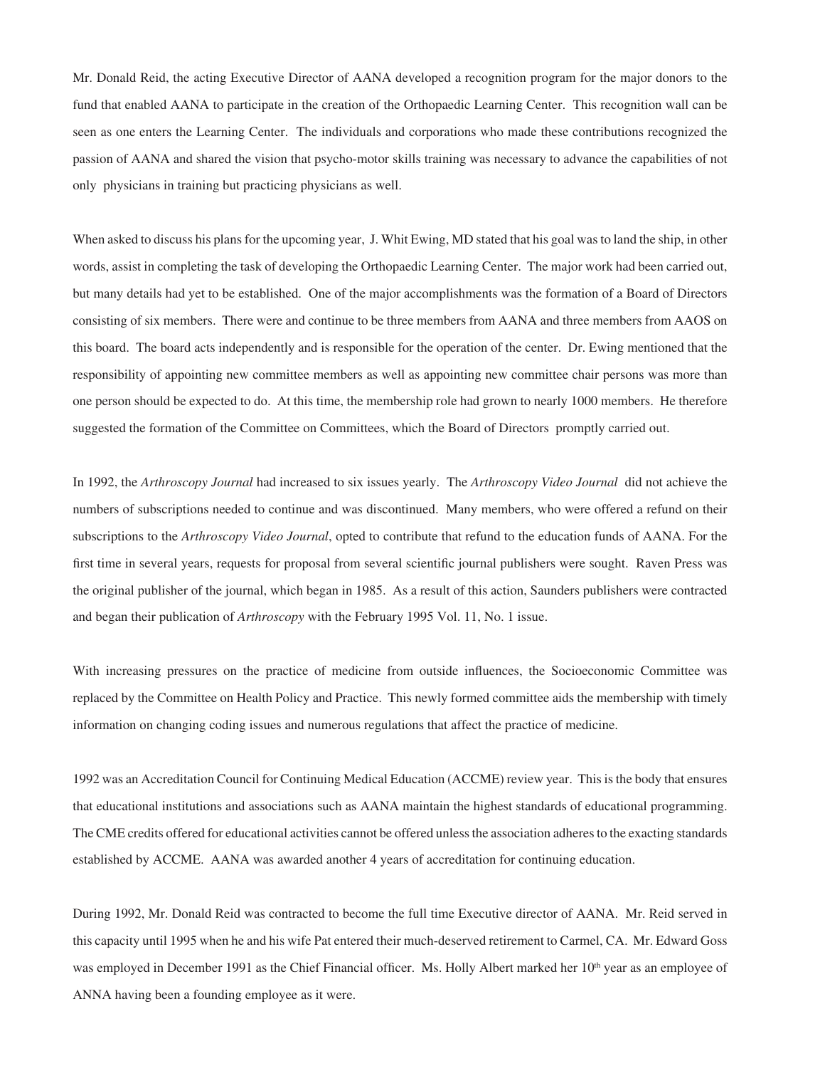Mr. Donald Reid, the acting Executive Director of AANA developed a recognition program for the major donors to the fund that enabled AANA to participate in the creation of the Orthopaedic Learning Center. This recognition wall can be seen as one enters the Learning Center. The individuals and corporations who made these contributions recognized the passion of AANA and shared the vision that psycho-motor skills training was necessary to advance the capabilities of not only physicians in training but practicing physicians as well.

When asked to discuss his plans for the upcoming year, J. Whit Ewing, MD stated that his goal was to land the ship, in other words, assist in completing the task of developing the Orthopaedic Learning Center. The major work had been carried out, but many details had yet to be established. One of the major accomplishments was the formation of a Board of Directors consisting of six members. There were and continue to be three members from AANA and three members from AAOS on this board. The board acts independently and is responsible for the operation of the center. Dr. Ewing mentioned that the responsibility of appointing new committee members as well as appointing new committee chair persons was more than one person should be expected to do. At this time, the membership role had grown to nearly 1000 members. He therefore suggested the formation of the Committee on Committees, which the Board of Directors promptly carried out.

In 1992, the *Arthroscopy Journal* had increased to six issues yearly. The *Arthroscopy Video Journal* did not achieve the numbers of subscriptions needed to continue and was discontinued. Many members, who were offered a refund on their subscriptions to the *Arthroscopy Video Journal*, opted to contribute that refund to the education funds of AANA. For the first time in several years, requests for proposal from several scientific journal publishers were sought. Raven Press was the original publisher of the journal, which began in 1985. As a result of this action, Saunders publishers were contracted and began their publication of *Arthroscopy* with the February 1995 Vol. 11, No. 1 issue.

With increasing pressures on the practice of medicine from outside influences, the Socioeconomic Committee was replaced by the Committee on Health Policy and Practice. This newly formed committee aids the membership with timely information on changing coding issues and numerous regulations that affect the practice of medicine.

1992 was an Accreditation Council for Continuing Medical Education (ACCME) review year. This is the body that ensures that educational institutions and associations such as AANA maintain the highest standards of educational programming. The CME credits offered for educational activities cannot be offered unless the association adheres to the exacting standards established by ACCME. AANA was awarded another 4 years of accreditation for continuing education.

During 1992, Mr. Donald Reid was contracted to become the full time Executive director of AANA. Mr. Reid served in this capacity until 1995 when he and his wife Pat entered their much-deserved retirement to Carmel, CA. Mr. Edward Goss was employed in December 1991 as the Chief Financial officer. Ms. Holly Albert marked her 10th year as an employee of ANNA having been a founding employee as it were.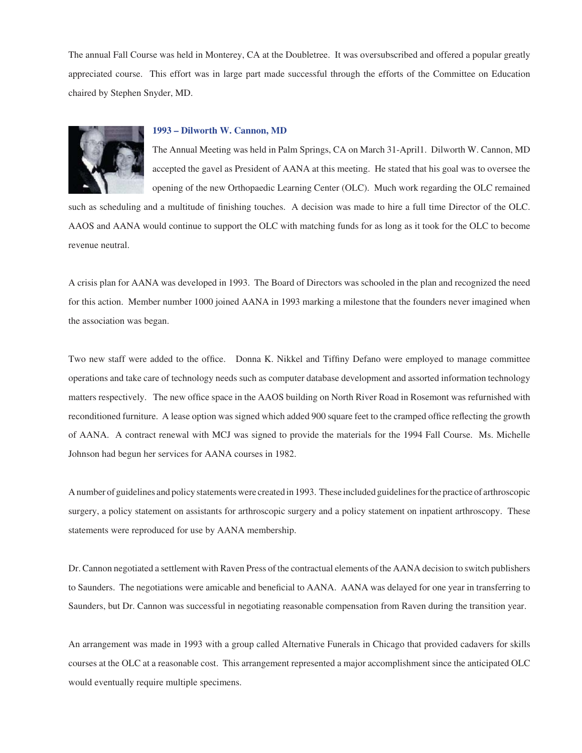The annual Fall Course was held in Monterey, CA at the Doubletree. It was oversubscribed and offered a popular greatly appreciated course. This effort was in large part made successful through the efforts of the Committee on Education chaired by Stephen Snyder, MD.

### 1993 – Dilworth W. Cannon, MD

The Annual Meeting was held in Palm Springs, CA on March 31-April1. Dilworth W. Cannon, MD accepted the gavel as President of AANA at this meeting. He stated that his goal was to oversee the opening of the new Orthopaedic Learning Center (OLC). Much work regarding the OLC remained such as scheduling and a multitude of finishing touches. A decision was made to hire a full time Director of the OLC. AAOS and AANA would continue to support the OLC with matching funds for as long as it took for the OLC to become revenue neutral.

A crisis plan for AANA was developed in 1993. The Board of Directors was schooled in the plan and recognized the need for this action. Member number 1000 joined AANA in 1993 marking a milestone that the founders never imagined when the association was began.

Two new staff were added to the office. Donna K. Nikkel and Tiffiny Defano were employed to manage committee operations and take care of technology needs such as computer database development and assorted information technology matters respectively. The new office space in the AAOS building on North River Road in Rosemont was refurnished with reconditioned furniture. A lease option was signed which added 900 square feet to the cramped office reflecting the growth of AANA. A contract renewal with MCJ was signed to provide the materials for the 1994 Fall Course. Ms. Michelle Johnson had begun her services for AANA courses in 1982.

A number of guidelines and policy statements were created in 1993. These included guidelines for the practice of arthroscopic surgery, a policy statement on assistants for arthroscopic surgery and a policy statement on inpatient arthroscopy. These statements were reproduced for use by AANA membership.

Dr. Cannon negotiated a settlement with Raven Press of the contractual elements of the AANA decision to switch publishers to Saunders. The negotiations were amicable and beneficial to AANA. AANA was delayed for one year in transferring to Saunders, but Dr. Cannon was successful in negotiating reasonable compensation from Raven during the transition year.

An arrangement was made in 1993 with a group called Alternative Funerals in Chicago that provided cadavers for skills courses at the OLC at a reasonable cost. This arrangement represented a major accomplishment since the anticipated OLC would eventually require multiple specimens.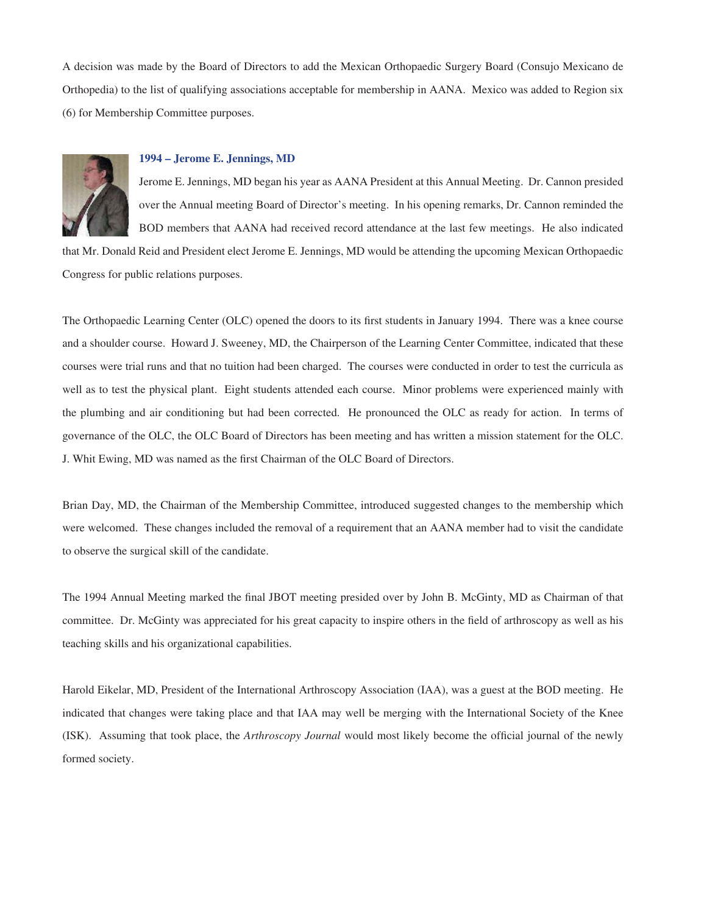A decision was made by the Board of Directors to add the Mexican Orthopaedic Surgery Board (Consujo Mexicano de Orthopedia) to the list of qualifying associations acceptable for membership in AANA. Mexico was added to Region six (6) for Membership Committee purposes.

### 1994 – Jerome E. Jennings, MD

Jerome E. Jennings, MD began his year as AANA President at this Annual Meeting. Dr. Cannon presided over the Annual meeting Board of Director's meeting. In his opening remarks, Dr. Cannon reminded the BOD members that AANA had received record attendance at the last few meetings. He also indicated that Mr. Donald Reid and President elect Jerome E. Jennings, MD would be attending the upcoming Mexican Orthopaedic Congress for public relations purposes.

The Orthopaedic Learning Center (OLC) opened the doors to its first students in January 1994. There was a knee course and a shoulder course. Howard J. Sweeney, MD, the Chairperson of the Learning Center Committee, indicated that these courses were trial runs and that no tuition had been charged. The courses were conducted in order to test the curricula as well as to test the physical plant. Eight students attended each course. Minor problems were experienced mainly with the plumbing and air conditioning but had been corrected. He pronounced the OLC as ready for action. In terms of governance of the OLC, the OLC Board of Directors has been meeting and has written a mission statement for the OLC. J. Whit Ewing, MD was named as the first Chairman of the OLC Board of Directors.

Brian Day, MD, the Chairman of the Membership Committee, introduced suggested changes to the membership which were welcomed. These changes included the removal of a requirement that an AANA member had to visit the candidate to observe the surgical skill of the candidate.

The 1994 Annual Meeting marked the final JBOT meeting presided over by John B. McGinty, MD as Chairman of that committee. Dr. McGinty was appreciated for his great capacity to inspire others in the field of arthroscopy as well as his teaching skills and his organizational capabilities.

Harold Eikelar, MD, President of the International Arthroscopy Association (IAA), was a guest at the BOD meeting. He indicated that changes were taking place and that IAA may well be merging with the International Society of the Knee (ISK). Assuming that took place, the *Arthroscopy Journal* would most likely become the official journal of the newly formed society.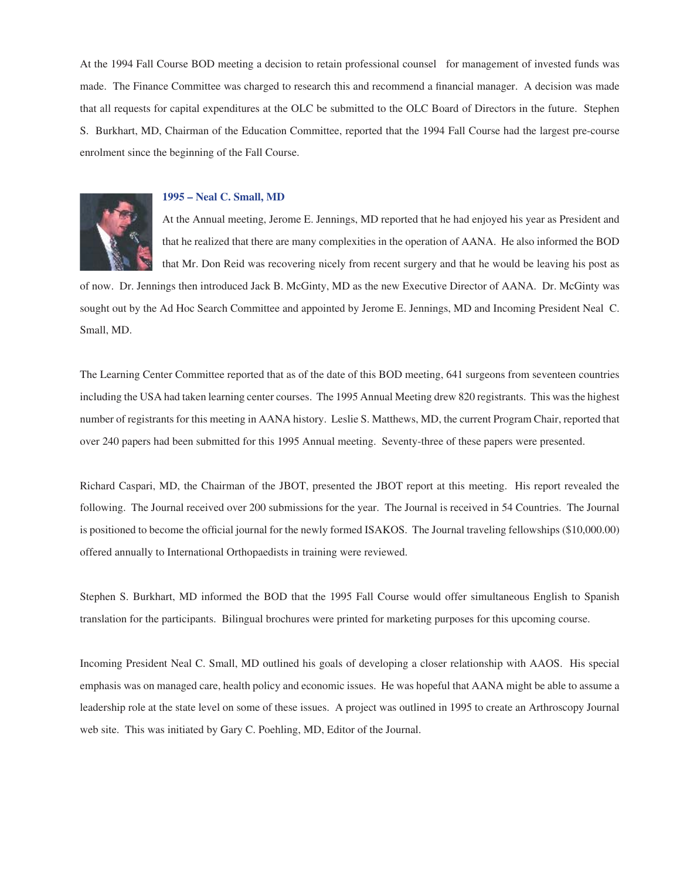At the 1994 Fall Course BOD meeting a decision to retain professional counsel for management of invested funds was made. The Finance Committee was charged to research this and recommend a financial manager. A decision was made that all requests for capital expenditures at the OLC be submitted to the OLC Board of Directors in the future. Stephen S. Burkhart, MD, Chairman of the Education Committee, reported that the 1994 Fall Course had the largest pre-course enrolment since the beginning of the Fall Course.

### 1995 – Neal C. Small, MD

At the Annual meeting, Jerome E. Jennings, MD reported that he had enjoyed his year as President and that he realized that there are many complexities in the operation of AANA. He also informed the BOD that Mr. Don Reid was recovering nicely from recent surgery and that he would be leaving his post as of now. Dr. Jennings then introduced Jack B. McGinty, MD as the new Executive Director of AANA. Dr. McGinty was sought out by the Ad Hoc Search Committee and appointed by Jerome E. Jennings, MD and Incoming President Neal C. Small, MD.

The Learning Center Committee reported that as of the date of this BOD meeting, 641 surgeons from seventeen countries including the USA had taken learning center courses. The 1995 Annual Meeting drew 820 registrants. This was the highest number of registrants for this meeting in AANA history. Leslie S. Matthews, MD, the current Program Chair, reported that over 240 papers had been submitted for this 1995 Annual meeting. Seventy-three of these papers were presented.

Richard Caspari, MD, the Chairman of the JBOT, presented the JBOT report at this meeting. His report revealed the following. The Journal received over 200 submissions for the year. The Journal is received in 54 Countries. The Journal is positioned to become the official journal for the newly formed ISAKOS. The Journal traveling fellowships ($10,000.00) offered annually to International Orthopaedists in training were reviewed.

Stephen S. Burkhart, MD informed the BOD that the 1995 Fall Course would offer simultaneous English to Spanish translation for the participants. Bilingual brochures were printed for marketing purposes for this upcoming course.

Incoming President Neal C. Small, MD outlined his goals of developing a closer relationship with AAOS. His special emphasis was on managed care, health policy and economic issues. He was hopeful that AANA might be able to assume a leadership role at the state level on some of these issues. A project was outlined in 1995 to create an Arthroscopy Journal web site. This was initiated by Gary C. Poehling, MD, Editor of the Journal.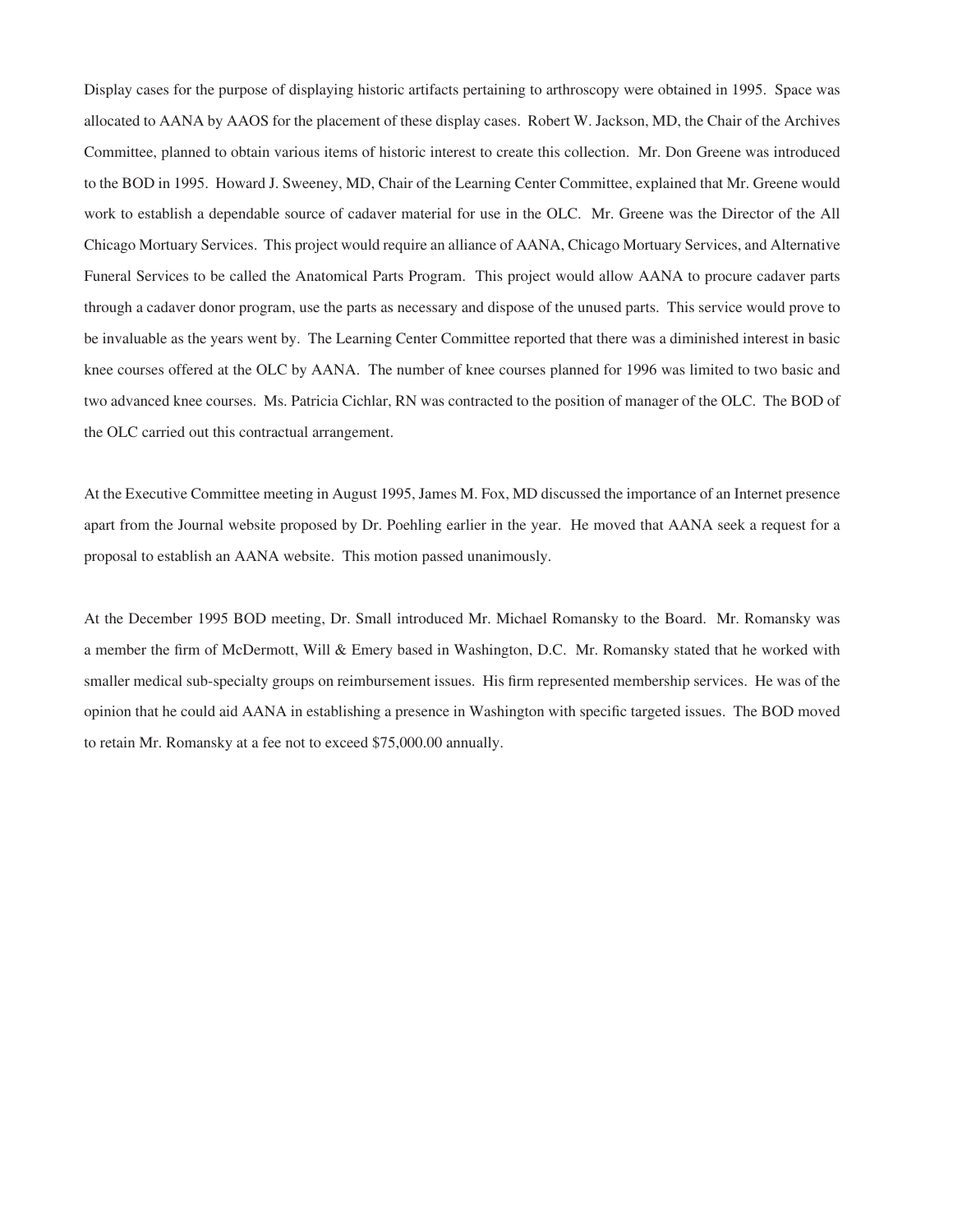Display cases for the purpose of displaying historic artifacts pertaining to arthroscopy were obtained in 1995. Space was allocated to AANA by AAOS for the placement of these display cases. Robert W. Jackson, MD, the Chair of the Archives Committee, planned to obtain various items of historic interest to create this collection. Mr. Don Greene was introduced to the BOD in 1995. Howard J. Sweeney, MD, Chair of the Learning Center Committee, explained that Mr. Greene would work to establish a dependable source of cadaver material for use in the OLC. Mr. Greene was the Director of the All Chicago Mortuary Services. This project would require an alliance of AANA, Chicago Mortuary Services, and Alternative Funeral Services to be called the Anatomical Parts Program. This project would allow AANA to procure cadaver parts through a cadaver donor program, use the parts as necessary and dispose of the unused parts. This service would prove to be invaluable as the years went by. The Learning Center Committee reported that there was a diminished interest in basic knee courses offered at the OLC by AANA. The number of knee courses planned for 1996 was limited to two basic and two advanced knee courses. Ms. Patricia Cichlar, RN was contracted to the position of manager of the OLC. The BOD of the OLC carried out this contractual arrangement.

At the Executive Committee meeting in August 1995, James M. Fox, MD discussed the importance of an Internet presence apart from the Journal website proposed by Dr. Poehling earlier in the year. He moved that AANA seek a request for a proposal to establish an AANA website. This motion passed unanimously.

At the December 1995 BOD meeting, Dr. Small introduced Mr. Michael Romansky to the Board. Mr. Romansky was a member the firm of McDermott, Will & Emery based in Washington, D.C. Mr. Romansky stated that he worked with smaller medical sub-specialty groups on reimbursement issues. His firm represented membership services. He was of the opinion that he could aid AANA in establishing a presence in Washington with specific targeted issues. The BOD moved to retain Mr. Romansky at a fee not to exceed $75,000.00 annually.